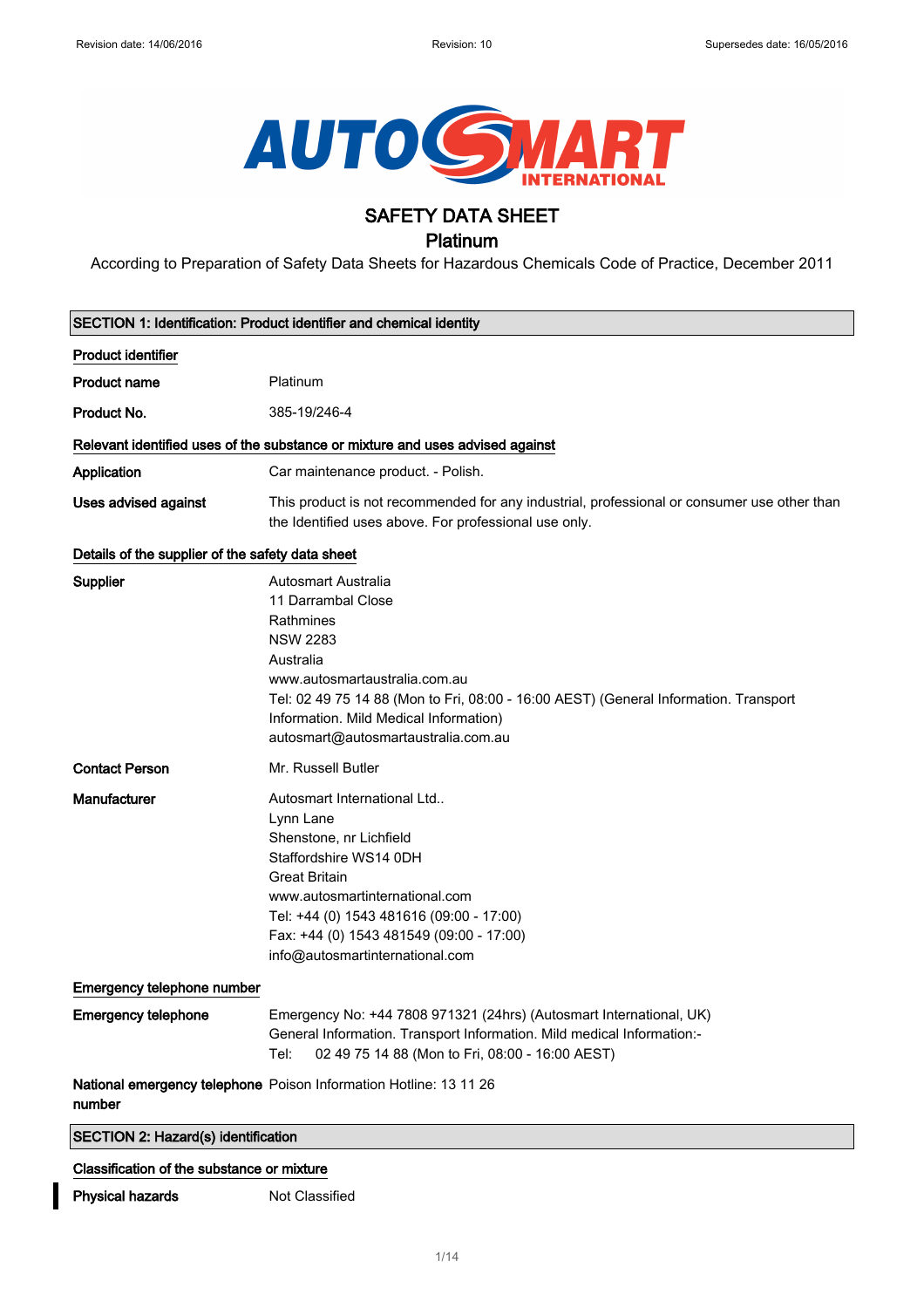Revision date: 14/06/2016 Revision: 10 Supersedes date: 16/05/2016

AUTOSMART INTERNATIONAL

# SAFETY DATA SHEET

## Platinum

According to Preparation of Safety Data Sheets for Hazardous Chemicals Code of Practice, December 2011

## SECTION 1: Identification: Product identifier and chemical identity

### Product identifier

**Product name** Platinum

**Product No.** 385-19/246-4

### Relevant identified uses of the substance or mixture and uses advised against

**Application** Car maintenance product. - Polish.

**Uses advised against** This product is not recommended for any industrial, professional or consumer use other than the Identified uses above. For professional use only.

### Details of the supplier of the safety data sheet

**Supplier**
Autosmart Australia
11 Darrambal Close
Rathmines
NSW 2283
Australia
www.autosmartaustralia.com.au
Tel: 02 49 75 14 88 (Mon to Fri, 08:00 - 16:00 AEST) (General Information. Transport Information. Mild Medical Information)
autosmart@autosmartaustralia.com.au

**Contact Person** Mr. Russell Butler

**Manufacturer**
Autosmart International Ltd..
Lynn Lane
Shenstone, nr Lichfield
Staffordshire WS14 0DH
Great Britain
www.autosmartinternational.com
Tel: +44 (0) 1543 481616 (09:00 - 17:00)
Fax: +44 (0) 1543 481549 (09:00 - 17:00)
info@autosmartinternational.com

### Emergency telephone number

**Emergency telephone**
Emergency No: +44 7808 971321 (24hrs) (Autosmart International, UK)
General Information. Transport Information. Mild medical Information:-
Tel: 02 49 75 14 88 (Mon to Fri, 08:00 - 16:00 AEST)

**National emergency telephone number** Poison Information Hotline: 13 11 26

## SECTION 2: Hazard(s) identification

### Classification of the substance or mixture

**Physical hazards** Not Classified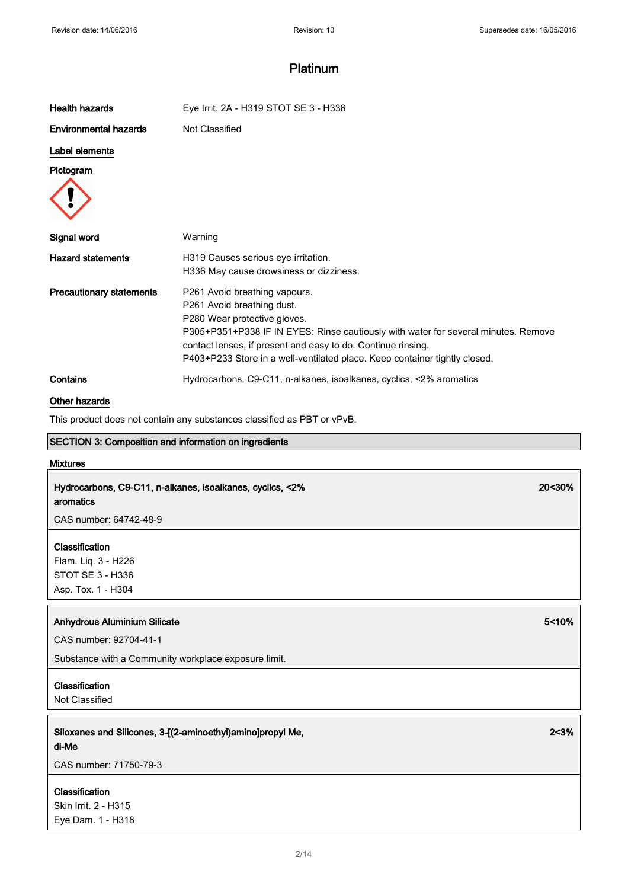# Platinum

**Health hazards** Eye Irrit. 2A - H319 STOT SE 3 - H336

**Environmental hazards** Not Classified

**Label elements**

**Pictogram**

**Signal word** Warning

**Hazard statements**
H319 Causes serious eye irritation.
H336 May cause drowsiness or dizziness.

**Precautionary statements**
P261 Avoid breathing vapours.
P261 Avoid breathing dust.
P280 Wear protective gloves.
P305+P351+P338 IF IN EYES: Rinse cautiously with water for several minutes. Remove contact lenses, if present and easy to do. Continue rinsing.
P403+P233 Store in a well-ventilated place. Keep container tightly closed.

**Contains** Hydrocarbons, C9-C11, n-alkanes, isoalkanes, cyclics, <2% aromatics

**Other hazards**

This product does not contain any substances classified as PBT or vPvB.

## SECTION 3: Composition and information on ingredients

**Mixtures**

**Hydrocarbons, C9-C11, n-alkanes, isoalkanes, cyclics, <2% aromatics** — **20<30%**

CAS number: 64742-48-9

**Classification**
Flam. Liq. 3 - H226
STOT SE 3 - H336
Asp. Tox. 1 - H304

**Anhydrous Aluminium Silicate** — **5<10%**

CAS number: 92704-41-1

Substance with a Community workplace exposure limit.

**Classification**
Not Classified

**Siloxanes and Silicones, 3-[(2-aminoethyl)amino]propyl Me, di-Me** — **2<3%**

CAS number: 71750-79-3

**Classification**
Skin Irrit. 2 - H315
Eye Dam. 1 - H318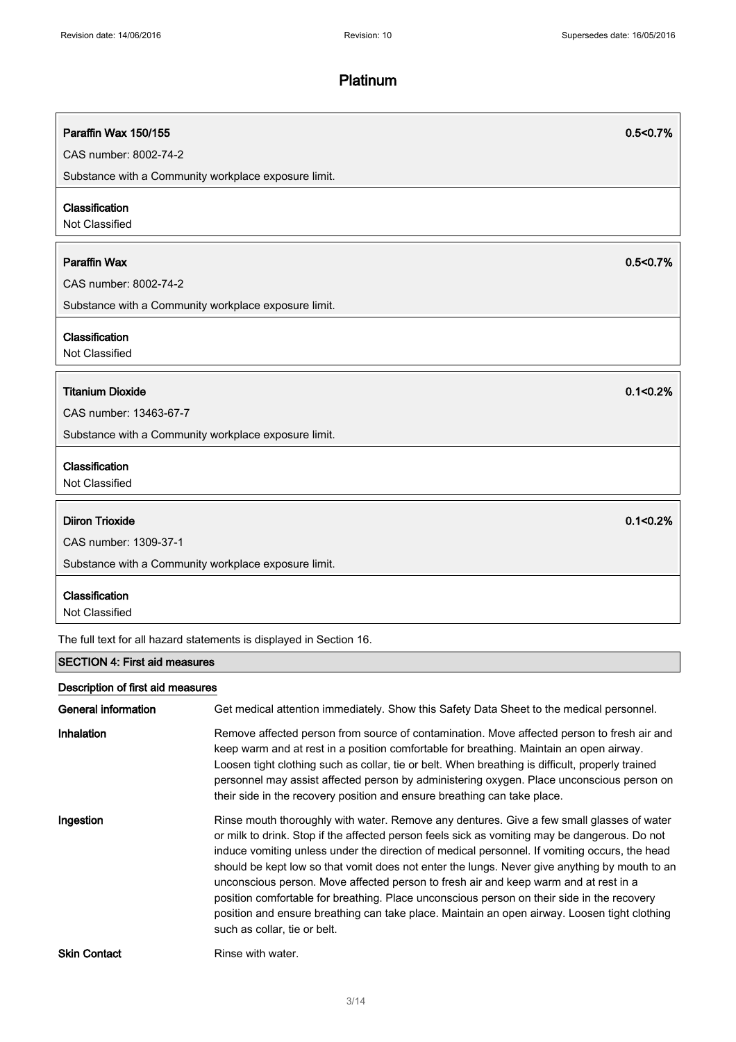**Paraffin Wax 150/155** 0.5<0.7%

CAS number: 8002-74-2

Substance with a Community workplace exposure limit.

**Classification**

Not Classified

**Paraffin Wax** 0.5<0.7%

CAS number: 8002-74-2

Substance with a Community workplace exposure limit.

**Classification**

Not Classified

**Titanium Dioxide** 0.1<0.2%

CAS number: 13463-67-7

Substance with a Community workplace exposure limit.

**Classification**

Not Classified

**Diiron Trioxide** 0.1<0.2%

CAS number: 1309-37-1

Substance with a Community workplace exposure limit.

**Classification**

Not Classified

The full text for all hazard statements is displayed in Section 16.

## SECTION 4: First aid measures

### Description of first aid measures

**General information** Get medical attention immediately. Show this Safety Data Sheet to the medical personnel.

**Inhalation** Remove affected person from source of contamination. Move affected person to fresh air and keep warm and at rest in a position comfortable for breathing. Maintain an open airway. Loosen tight clothing such as collar, tie or belt. When breathing is difficult, properly trained personnel may assist affected person by administering oxygen. Place unconscious person on their side in the recovery position and ensure breathing can take place.

**Ingestion** Rinse mouth thoroughly with water. Remove any dentures. Give a few small glasses of water or milk to drink. Stop if the affected person feels sick as vomiting may be dangerous. Do not induce vomiting unless under the direction of medical personnel. If vomiting occurs, the head should be kept low so that vomit does not enter the lungs. Never give anything by mouth to an unconscious person. Move affected person to fresh air and keep warm and at rest in a position comfortable for breathing. Place unconscious person on their side in the recovery position and ensure breathing can take place. Maintain an open airway. Loosen tight clothing such as collar, tie or belt.

**Skin Contact** Rinse with water.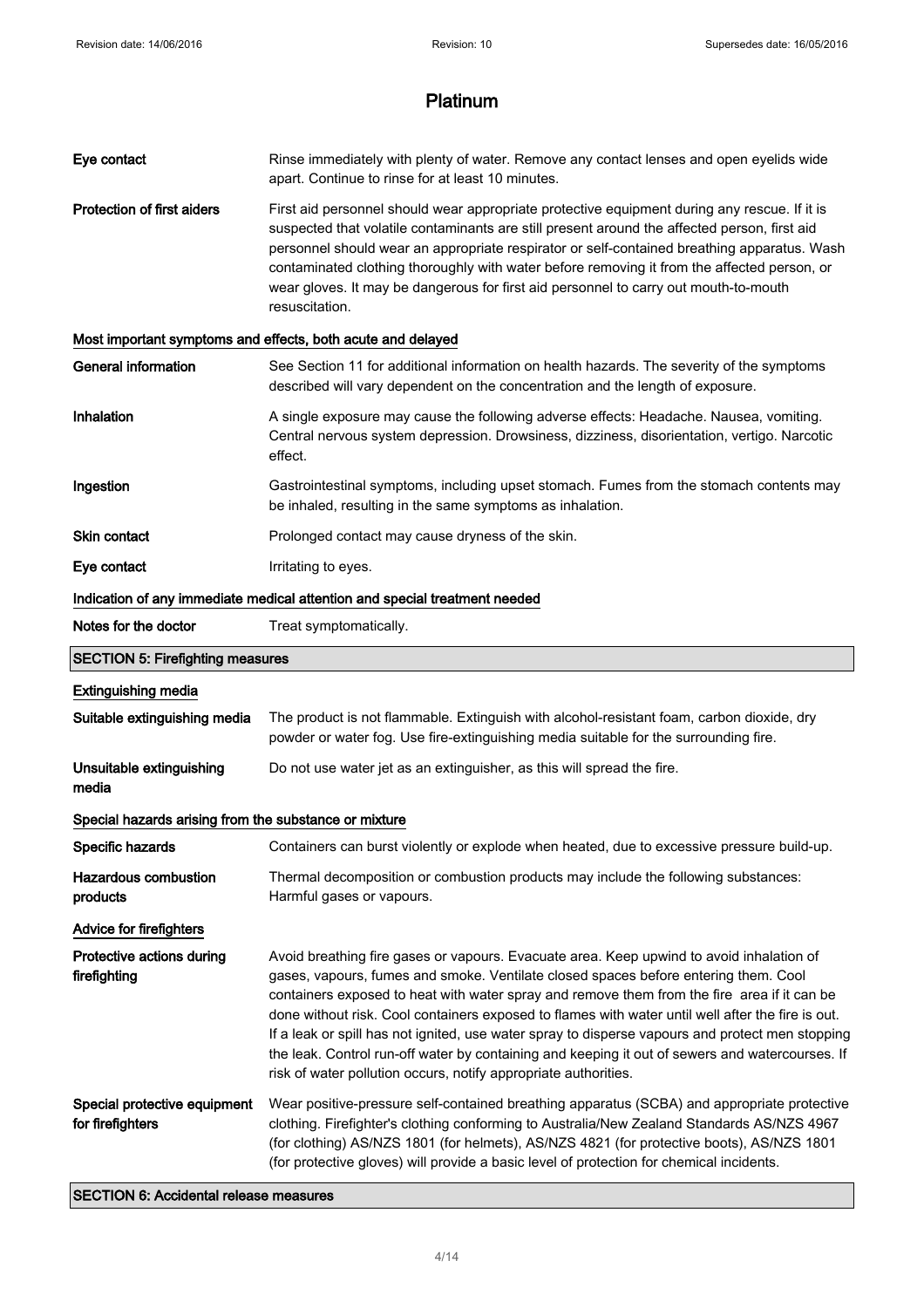# Platinum

**Eye contact** Rinse immediately with plenty of water. Remove any contact lenses and open eyelids wide apart. Continue to rinse for at least 10 minutes.

**Protection of first aiders** First aid personnel should wear appropriate protective equipment during any rescue. If it is suspected that volatile contaminants are still present around the affected person, first aid personnel should wear an appropriate respirator or self-contained breathing apparatus. Wash contaminated clothing thoroughly with water before removing it from the affected person, or wear gloves. It may be dangerous for first aid personnel to carry out mouth-to-mouth resuscitation.

### Most important symptoms and effects, both acute and delayed

**General information** See Section 11 for additional information on health hazards. The severity of the symptoms described will vary dependent on the concentration and the length of exposure.

**Inhalation** A single exposure may cause the following adverse effects: Headache. Nausea, vomiting. Central nervous system depression. Drowsiness, dizziness, disorientation, vertigo. Narcotic effect.

**Ingestion** Gastrointestinal symptoms, including upset stomach. Fumes from the stomach contents may be inhaled, resulting in the same symptoms as inhalation.

**Skin contact** Prolonged contact may cause dryness of the skin.

**Eye contact** Irritating to eyes.

### Indication of any immediate medical attention and special treatment needed

**Notes for the doctor** Treat symptomatically.

## SECTION 5: Firefighting measures

### Extinguishing media

**Suitable extinguishing media** The product is not flammable. Extinguish with alcohol-resistant foam, carbon dioxide, dry powder or water fog. Use fire-extinguishing media suitable for the surrounding fire.

**Unsuitable extinguishing media** Do not use water jet as an extinguisher, as this will spread the fire.

### Special hazards arising from the substance or mixture

**Specific hazards** Containers can burst violently or explode when heated, due to excessive pressure build-up.

**Hazardous combustion products** Thermal decomposition or combustion products may include the following substances: Harmful gases or vapours.

### Advice for firefighters

**Protective actions during firefighting** Avoid breathing fire gases or vapours. Evacuate area. Keep upwind to avoid inhalation of gases, vapours, fumes and smoke. Ventilate closed spaces before entering them. Cool containers exposed to heat with water spray and remove them from the fire area if it can be done without risk. Cool containers exposed to flames with water until well after the fire is out. If a leak or spill has not ignited, use water spray to disperse vapours and protect men stopping the leak. Control run-off water by containing and keeping it out of sewers and watercourses. If risk of water pollution occurs, notify appropriate authorities.

**Special protective equipment for firefighters** Wear positive-pressure self-contained breathing apparatus (SCBA) and appropriate protective clothing. Firefighter's clothing conforming to Australia/New Zealand Standards AS/NZS 4967 (for clothing) AS/NZS 1801 (for helmets), AS/NZS 4821 (for protective boots), AS/NZS 1801 (for protective gloves) will provide a basic level of protection for chemical incidents.

## SECTION 6: Accidental release measures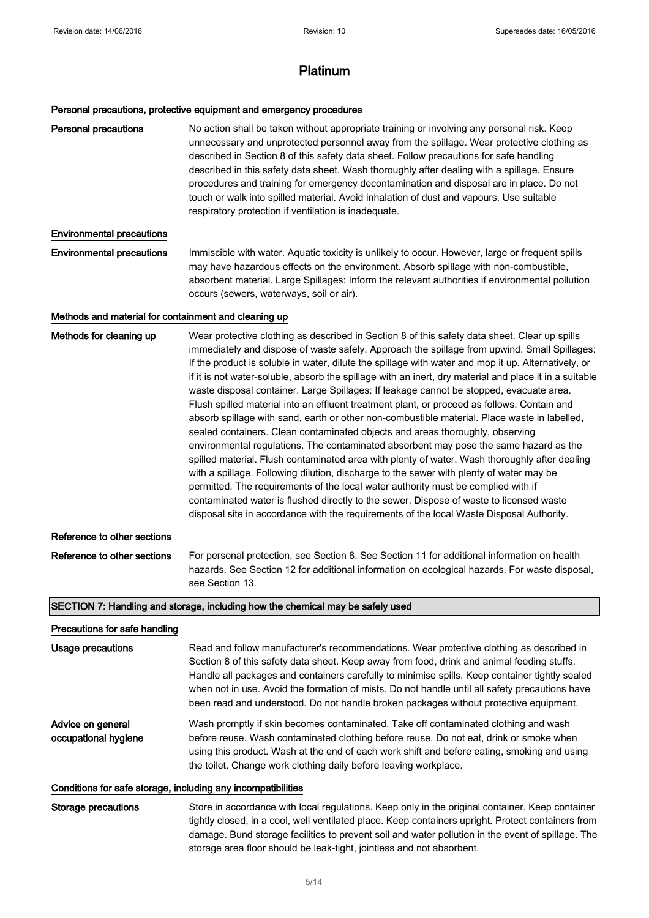# Platinum

### Personal precautions, protective equipment and emergency procedures

**Personal precautions** No action shall be taken without appropriate training or involving any personal risk. Keep unnecessary and unprotected personnel away from the spillage. Wear protective clothing as described in Section 8 of this safety data sheet. Follow precautions for safe handling described in this safety data sheet. Wash thoroughly after dealing with a spillage. Ensure procedures and training for emergency decontamination and disposal are in place. Do not touch or walk into spilled material. Avoid inhalation of dust and vapours. Use suitable respiratory protection if ventilation is inadequate.

### Environmental precautions

**Environmental precautions** Immiscible with water. Aquatic toxicity is unlikely to occur. However, large or frequent spills may have hazardous effects on the environment. Absorb spillage with non-combustible, absorbent material. Large Spillages: Inform the relevant authorities if environmental pollution occurs (sewers, waterways, soil or air).

### Methods and material for containment and cleaning up

**Methods for cleaning up** Wear protective clothing as described in Section 8 of this safety data sheet. Clear up spills immediately and dispose of waste safely. Approach the spillage from upwind. Small Spillages: If the product is soluble in water, dilute the spillage with water and mop it up. Alternatively, or if it is not water-soluble, absorb the spillage with an inert, dry material and place it in a suitable waste disposal container. Large Spillages: If leakage cannot be stopped, evacuate area. Flush spilled material into an effluent treatment plant, or proceed as follows. Contain and absorb spillage with sand, earth or other non-combustible material. Place waste in labelled, sealed containers. Clean contaminated objects and areas thoroughly, observing environmental regulations. The contaminated absorbent may pose the same hazard as the spilled material. Flush contaminated area with plenty of water. Wash thoroughly after dealing with a spillage. Following dilution, discharge to the sewer with plenty of water may be permitted. The requirements of the local water authority must be complied with if contaminated water is flushed directly to the sewer. Dispose of waste to licensed waste disposal site in accordance with the requirements of the local Waste Disposal Authority.

### Reference to other sections

**Reference to other sections** For personal protection, see Section 8. See Section 11 for additional information on health hazards. See Section 12 for additional information on ecological hazards. For waste disposal, see Section 13.

## SECTION 7: Handling and storage, including how the chemical may be safely used

### Precautions for safe handling

**Usage precautions** Read and follow manufacturer's recommendations. Wear protective clothing as described in Section 8 of this safety data sheet. Keep away from food, drink and animal feeding stuffs. Handle all packages and containers carefully to minimise spills. Keep container tightly sealed when not in use. Avoid the formation of mists. Do not handle until all safety precautions have been read and understood. Do not handle broken packages without protective equipment.

**Advice on general occupational hygiene** Wash promptly if skin becomes contaminated. Take off contaminated clothing and wash before reuse. Wash contaminated clothing before reuse. Do not eat, drink or smoke when using this product. Wash at the end of each work shift and before eating, smoking and using the toilet. Change work clothing daily before leaving workplace.

### Conditions for safe storage, including any incompatibilities

**Storage precautions** Store in accordance with local regulations. Keep only in the original container. Keep container tightly closed, in a cool, well ventilated place. Keep containers upright. Protect containers from damage. Bund storage facilities to prevent soil and water pollution in the event of spillage. The storage area floor should be leak-tight, jointless and not absorbent.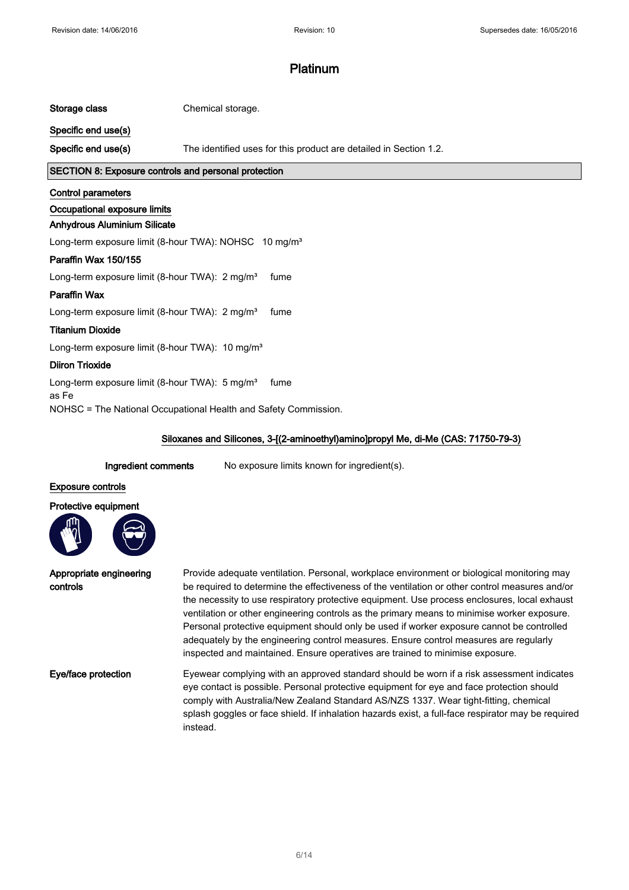# Platinum

**Storage class** Chemical storage.

**Specific end use(s)**

**Specific end use(s)** The identified uses for this product are detailed in Section 1.2.

## SECTION 8: Exposure controls and personal protection

**Control parameters**

**Occupational exposure limits**

**Anhydrous Aluminium Silicate**

Long-term exposure limit (8-hour TWA): NOHSC 10 mg/m³

**Paraffin Wax 150/155**

Long-term exposure limit (8-hour TWA): 2 mg/m³ fume

**Paraffin Wax**

Long-term exposure limit (8-hour TWA): 2 mg/m³ fume

**Titanium Dioxide**

Long-term exposure limit (8-hour TWA): 10 mg/m³

**Diiron Trioxide**

Long-term exposure limit (8-hour TWA): 5 mg/m³ fume
as Fe

NOHSC = The National Occupational Health and Safety Commission.

**Siloxanes and Silicones, 3-[(2-aminoethyl)amino]propyl Me, di-Me (CAS: 71750-79-3)**

**Ingredient comments** No exposure limits known for ingredient(s).

**Exposure controls**

**Protective equipment**

**Appropriate engineering controls** Provide adequate ventilation. Personal, workplace environment or biological monitoring may be required to determine the effectiveness of the ventilation or other control measures and/or the necessity to use respiratory protective equipment. Use process enclosures, local exhaust ventilation or other engineering controls as the primary means to minimise worker exposure. Personal protective equipment should only be used if worker exposure cannot be controlled adequately by the engineering control measures. Ensure control measures are regularly inspected and maintained. Ensure operatives are trained to minimise exposure.

**Eye/face protection** Eyewear complying with an approved standard should be worn if a risk assessment indicates eye contact is possible. Personal protective equipment for eye and face protection should comply with Australia/New Zealand Standard AS/NZS 1337. Wear tight-fitting, chemical splash goggles or face shield. If inhalation hazards exist, a full-face respirator may be required instead.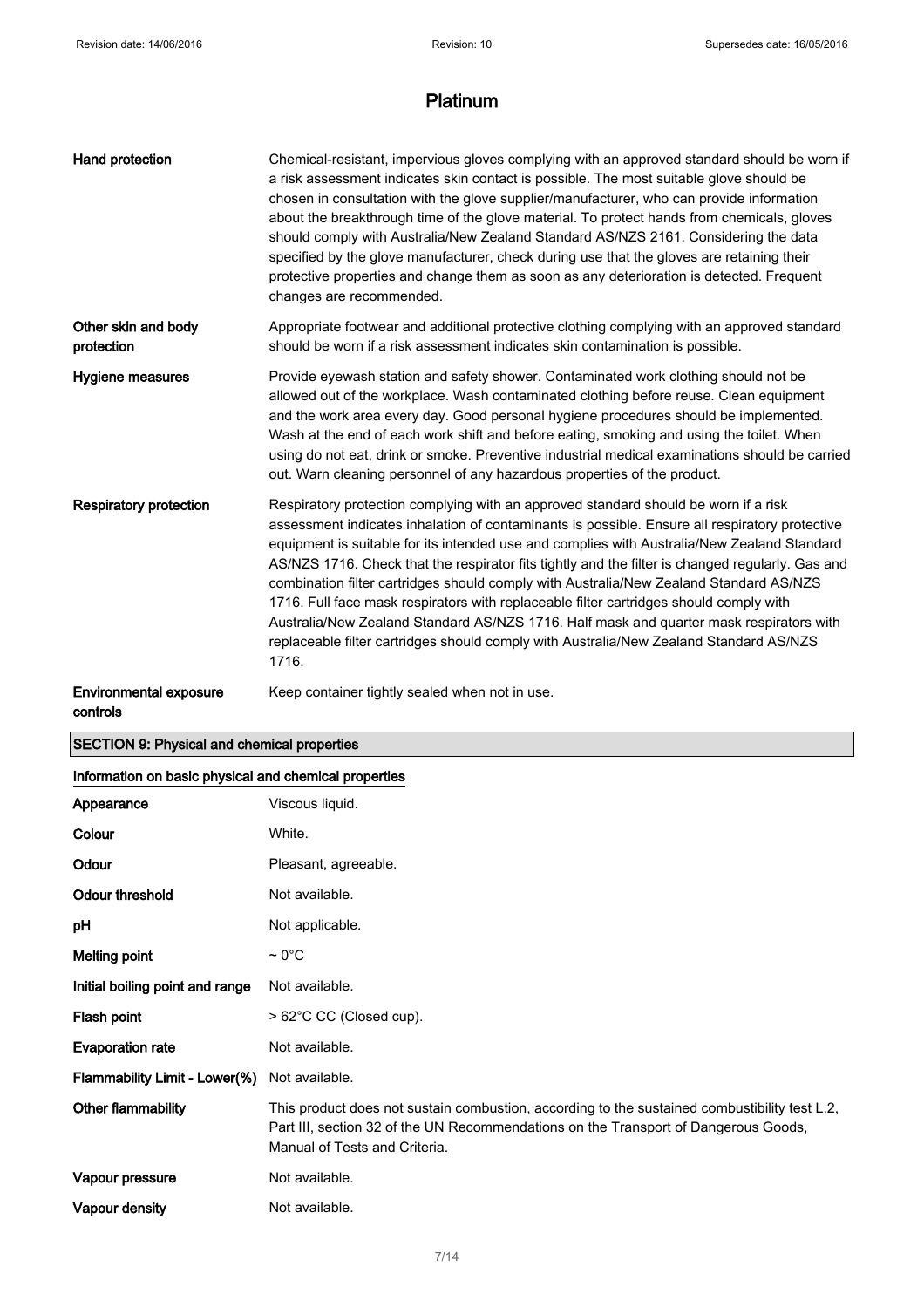# Platinum

| | |
|---|---|
| **Hand protection** | Chemical-resistant, impervious gloves complying with an approved standard should be worn if a risk assessment indicates skin contact is possible. The most suitable glove should be chosen in consultation with the glove supplier/manufacturer, who can provide information about the breakthrough time of the glove material. To protect hands from chemicals, gloves should comply with Australia/New Zealand Standard AS/NZS 2161. Considering the data specified by the glove manufacturer, check during use that the gloves are retaining their protective properties and change them as soon as any deterioration is detected. Frequent changes are recommended. |
| **Other skin and body protection** | Appropriate footwear and additional protective clothing complying with an approved standard should be worn if a risk assessment indicates skin contamination is possible. |
| **Hygiene measures** | Provide eyewash station and safety shower. Contaminated work clothing should not be allowed out of the workplace. Wash contaminated clothing before reuse. Clean equipment and the work area every day. Good personal hygiene procedures should be implemented. Wash at the end of each work shift and before eating, smoking and using the toilet. When using do not eat, drink or smoke. Preventive industrial medical examinations should be carried out. Warn cleaning personnel of any hazardous properties of the product. |
| **Respiratory protection** | Respiratory protection complying with an approved standard should be worn if a risk assessment indicates inhalation of contaminants is possible. Ensure all respiratory protective equipment is suitable for its intended use and complies with Australia/New Zealand Standard AS/NZS 1716. Check that the respirator fits tightly and the filter is changed regularly. Gas and combination filter cartridges should comply with Australia/New Zealand Standard AS/NZS 1716. Full face mask respirators with replaceable filter cartridges should comply with Australia/New Zealand Standard AS/NZS 1716. Half mask and quarter mask respirators with replaceable filter cartridges should comply with Australia/New Zealand Standard AS/NZS 1716. |
| **Environmental exposure controls** | Keep container tightly sealed when not in use. |

## SECTION 9: Physical and chemical properties

### Information on basic physical and chemical properties

| | |
|---|---|
| **Appearance** | Viscous liquid. |
| **Colour** | White. |
| **Odour** | Pleasant, agreeable. |
| **Odour threshold** | Not available. |
| **pH** | Not applicable. |
| **Melting point** | ~ 0°C |
| **Initial boiling point and range** | Not available. |
| **Flash point** | > 62°C CC (Closed cup). |
| **Evaporation rate** | Not available. |
| **Flammability Limit - Lower(%)** | Not available. |
| **Other flammability** | This product does not sustain combustion, according to the sustained combustibility test L.2, Part III, section 32 of the UN Recommendations on the Transport of Dangerous Goods, Manual of Tests and Criteria. |
| **Vapour pressure** | Not available. |
| **Vapour density** | Not available. |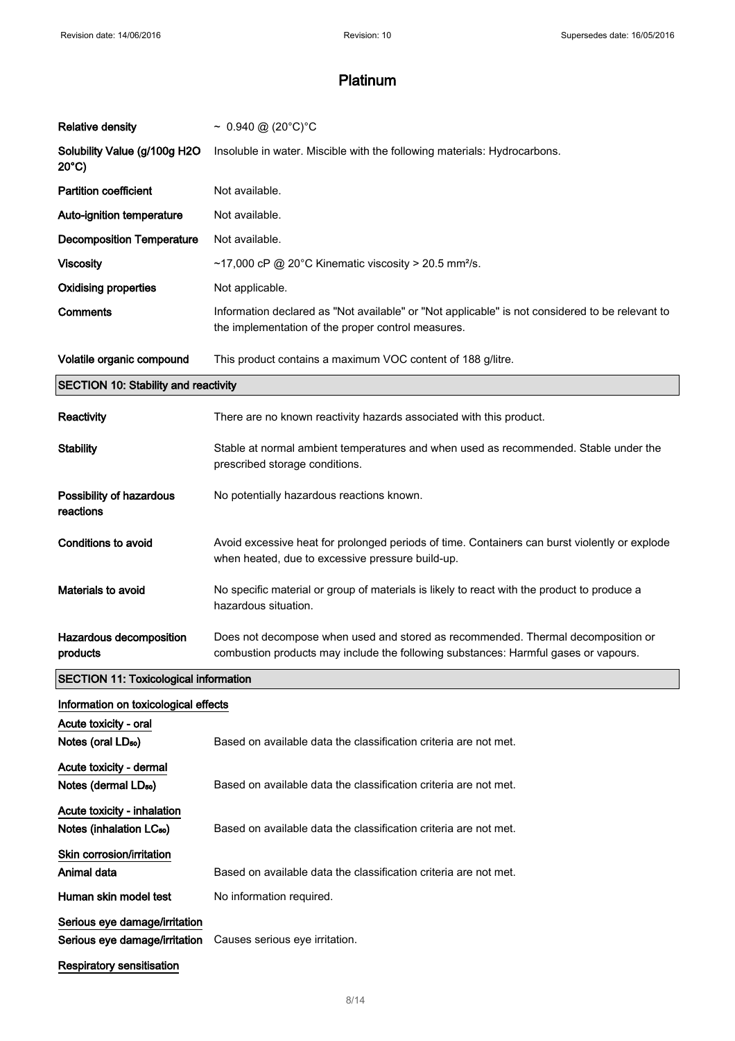# Platinum

| | |
|---|---|
| **Relative density** | ~ 0.940 @ (20°C)°C |
| **Solubility Value (g/100g H2O 20°C)** | Insoluble in water. Miscible with the following materials: Hydrocarbons. |
| **Partition coefficient** | Not available. |
| **Auto-ignition temperature** | Not available. |
| **Decomposition Temperature** | Not available. |
| **Viscosity** | ~17,000 cP @ 20°C Kinematic viscosity > 20.5 mm²/s. |
| **Oxidising properties** | Not applicable. |
| **Comments** | Information declared as "Not available" or "Not applicable" is not considered to be relevant to the implementation of the proper control measures. |
| **Volatile organic compound** | This product contains a maximum VOC content of 188 g/litre. |

## SECTION 10: Stability and reactivity

| | |
|---|---|
| **Reactivity** | There are no known reactivity hazards associated with this product. |
| **Stability** | Stable at normal ambient temperatures and when used as recommended. Stable under the prescribed storage conditions. |
| **Possibility of hazardous reactions** | No potentially hazardous reactions known. |
| **Conditions to avoid** | Avoid excessive heat for prolonged periods of time. Containers can burst violently or explode when heated, due to excessive pressure build-up. |
| **Materials to avoid** | No specific material or group of materials is likely to react with the product to produce a hazardous situation. |
| **Hazardous decomposition products** | Does not decompose when used and stored as recommended. Thermal decomposition or combustion products may include the following substances: Harmful gases or vapours. |

## SECTION 11: Toxicological information

**Information on toxicological effects**

**Acute toxicity - oral**

| | |
|---|---|
| **Notes (oral $LD_{50}$)** | Based on available data the classification criteria are not met. |

**Acute toxicity - dermal**

| | |
|---|---|
| **Notes (dermal $LD_{50}$)** | Based on available data the classification criteria are not met. |

**Acute toxicity - inhalation**

| | |
|---|---|
| **Notes (inhalation $LC_{50}$)** | Based on available data the classification criteria are not met. |

**Skin corrosion/irritation**

| | |
|---|---|
| **Animal data** | Based on available data the classification criteria are not met. |
| **Human skin model test** | No information required. |

**Serious eye damage/irritation**

| | |
|---|---|
| **Serious eye damage/irritation** | Causes serious eye irritation. |

**Respiratory sensitisation**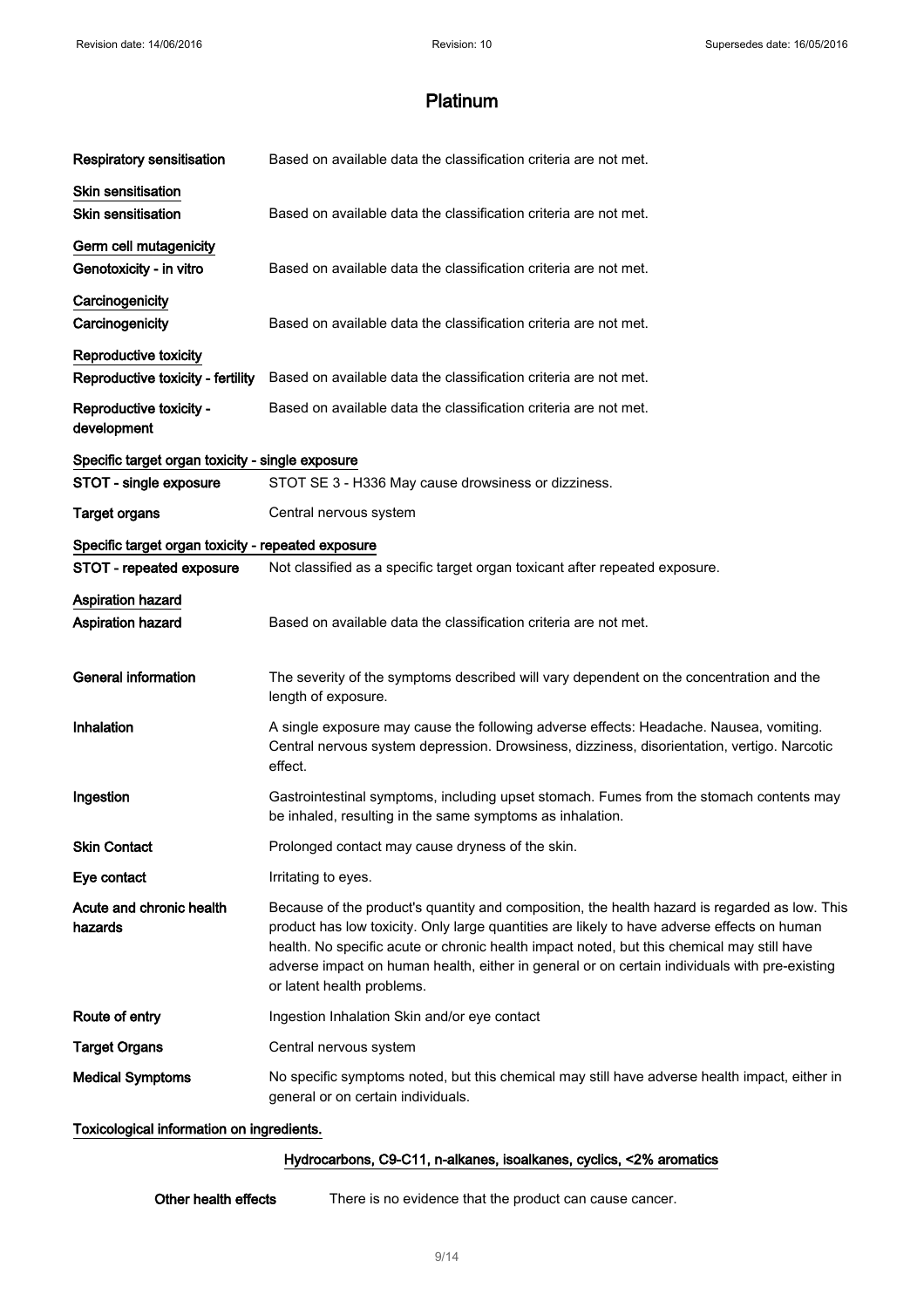# Platinum

**Respiratory sensitisation** Based on available data the classification criteria are not met.

**Skin sensitisation**

**Skin sensitisation** Based on available data the classification criteria are not met.

**Germ cell mutagenicity**

**Genotoxicity - in vitro** Based on available data the classification criteria are not met.

**Carcinogenicity**

**Carcinogenicity** Based on available data the classification criteria are not met.

**Reproductive toxicity**

**Reproductive toxicity - fertility** Based on available data the classification criteria are not met.

**Reproductive toxicity - development** Based on available data the classification criteria are not met.

**Specific target organ toxicity - single exposure**

**STOT - single exposure** STOT SE 3 - H336 May cause drowsiness or dizziness.

**Target organs** Central nervous system

**Specific target organ toxicity - repeated exposure**

**STOT - repeated exposure** Not classified as a specific target organ toxicant after repeated exposure.

**Aspiration hazard**

**Aspiration hazard** Based on available data the classification criteria are not met.

**General information** The severity of the symptoms described will vary dependent on the concentration and the length of exposure.

**Inhalation** A single exposure may cause the following adverse effects: Headache. Nausea, vomiting. Central nervous system depression. Drowsiness, dizziness, disorientation, vertigo. Narcotic effect.

**Ingestion** Gastrointestinal symptoms, including upset stomach. Fumes from the stomach contents may be inhaled, resulting in the same symptoms as inhalation.

**Skin Contact** Prolonged contact may cause dryness of the skin.

**Eye contact** Irritating to eyes.

**Acute and chronic health hazards** Because of the product's quantity and composition, the health hazard is regarded as low. This product has low toxicity. Only large quantities are likely to have adverse effects on human health. No specific acute or chronic health impact noted, but this chemical may still have adverse impact on human health, either in general or on certain individuals with pre-existing or latent health problems.

**Route of entry** Ingestion Inhalation Skin and/or eye contact

**Target Organs** Central nervous system

**Medical Symptoms** No specific symptoms noted, but this chemical may still have adverse health impact, either in general or on certain individuals.

**Toxicological information on ingredients.**

**Hydrocarbons, C9-C11, n-alkanes, isoalkanes, cyclics, <2% aromatics**

**Other health effects** There is no evidence that the product can cause cancer.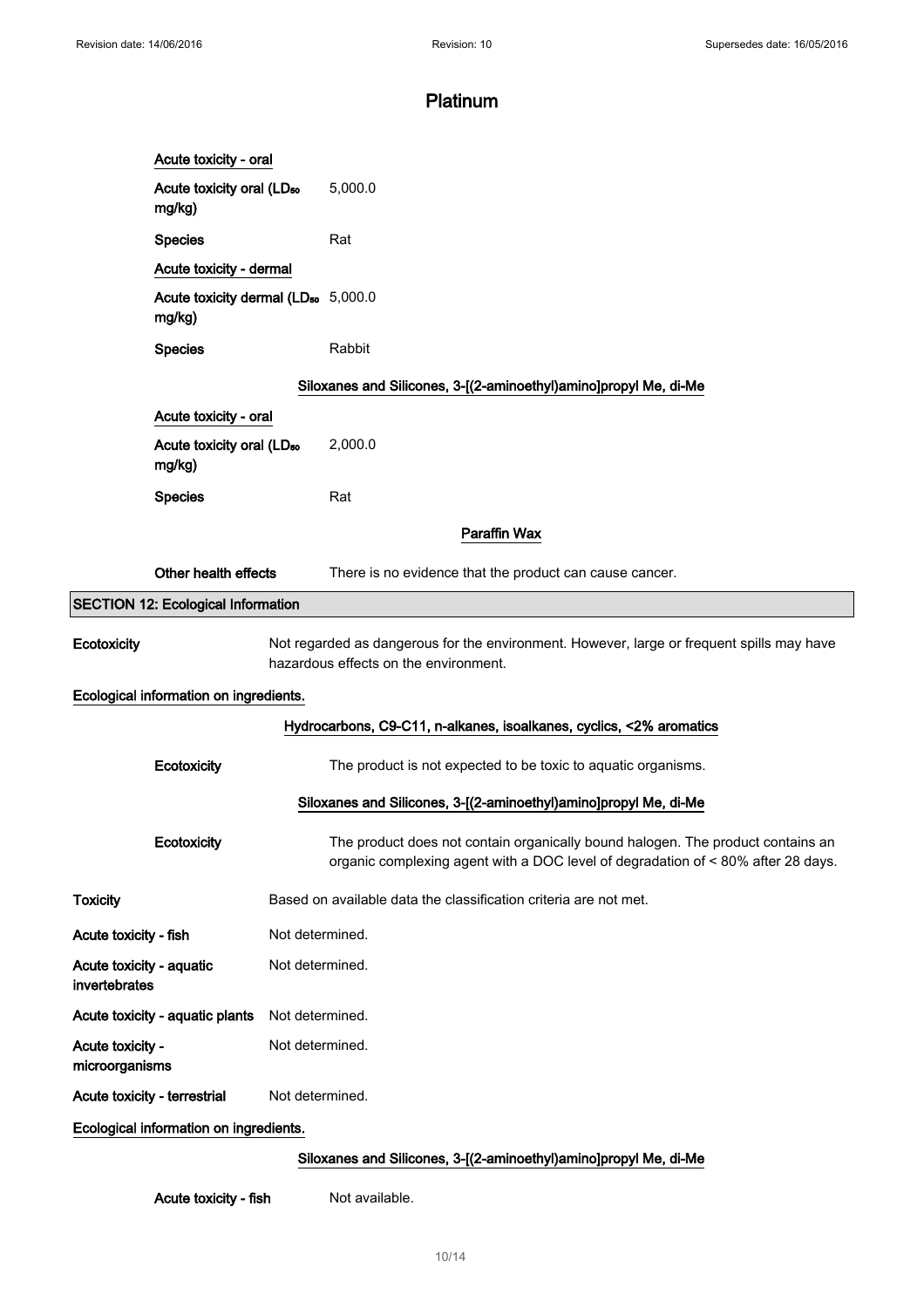# Platinum

Acute toxicity - oral

**Acute toxicity oral ($LD_{50}$ mg/kg)** 5,000.0

**Species** Rat

Acute toxicity - dermal

**Acute toxicity dermal ($LD_{50}$ mg/kg)** 5,000.0

**Species** Rabbit

### Siloxanes and Silicones, 3-[(2-aminoethyl)amino]propyl Me, di-Me

Acute toxicity - oral

**Acute toxicity oral ($LD_{50}$ mg/kg)** 2,000.0

**Species** Rat

### Paraffin Wax

**Other health effects** There is no evidence that the product can cause cancer.

## SECTION 12: Ecological Information

**Ecotoxicity** Not regarded as dangerous for the environment. However, large or frequent spills may have hazardous effects on the environment.

**Ecological information on ingredients.**

### Hydrocarbons, C9-C11, n-alkanes, isoalkanes, cyclics, <2% aromatics

**Ecotoxicity** The product is not expected to be toxic to aquatic organisms.

### Siloxanes and Silicones, 3-[(2-aminoethyl)amino]propyl Me, di-Me

**Ecotoxicity** The product does not contain organically bound halogen. The product contains an organic complexing agent with a DOC level of degradation of < 80% after 28 days.

**Toxicity** Based on available data the classification criteria are not met.

**Acute toxicity - fish** Not determined.

**Acute toxicity - aquatic invertebrates** Not determined.

**Acute toxicity - aquatic plants** Not determined.

**Acute toxicity - microorganisms** Not determined.

**Acute toxicity - terrestrial** Not determined.

**Ecological information on ingredients.**

### Siloxanes and Silicones, 3-[(2-aminoethyl)amino]propyl Me, di-Me

**Acute toxicity - fish** Not available.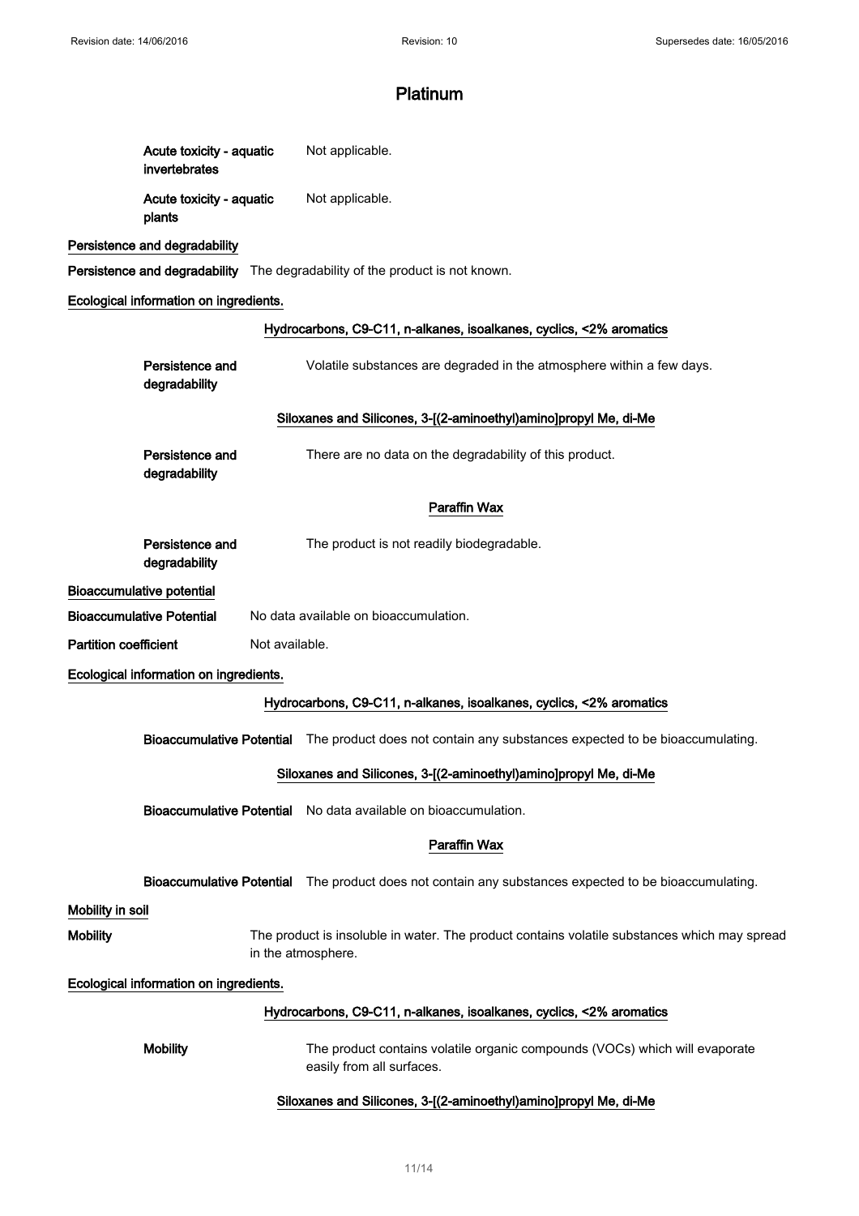# Platinum

**Acute toxicity - aquatic invertebrates** Not applicable.

**Acute toxicity - aquatic plants** Not applicable.

**Persistence and degradability**

**Persistence and degradability** The degradability of the product is not known.

**Ecological information on ingredients.**

**Hydrocarbons, C9-C11, n-alkanes, isoalkanes, cyclics, <2% aromatics**

**Persistence and degradability** Volatile substances are degraded in the atmosphere within a few days.

**Siloxanes and Silicones, 3-[(2-aminoethyl)amino]propyl Me, di-Me**

**Persistence and degradability** There are no data on the degradability of this product.

**Paraffin Wax**

**Persistence and degradability** The product is not readily biodegradable.

**Bioaccumulative potential**

**Bioaccumulative Potential** No data available on bioaccumulation.

**Partition coefficient** Not available.

**Ecological information on ingredients.**

**Hydrocarbons, C9-C11, n-alkanes, isoalkanes, cyclics, <2% aromatics**

**Bioaccumulative Potential** The product does not contain any substances expected to be bioaccumulating.

**Siloxanes and Silicones, 3-[(2-aminoethyl)amino]propyl Me, di-Me**

**Bioaccumulative Potential** No data available on bioaccumulation.

**Paraffin Wax**

**Bioaccumulative Potential** The product does not contain any substances expected to be bioaccumulating.

**Mobility in soil**

**Mobility** The product is insoluble in water. The product contains volatile substances which may spread in the atmosphere.

**Ecological information on ingredients.**

**Hydrocarbons, C9-C11, n-alkanes, isoalkanes, cyclics, <2% aromatics**

**Mobility** The product contains volatile organic compounds (VOCs) which will evaporate easily from all surfaces.

**Siloxanes and Silicones, 3-[(2-aminoethyl)amino]propyl Me, di-Me**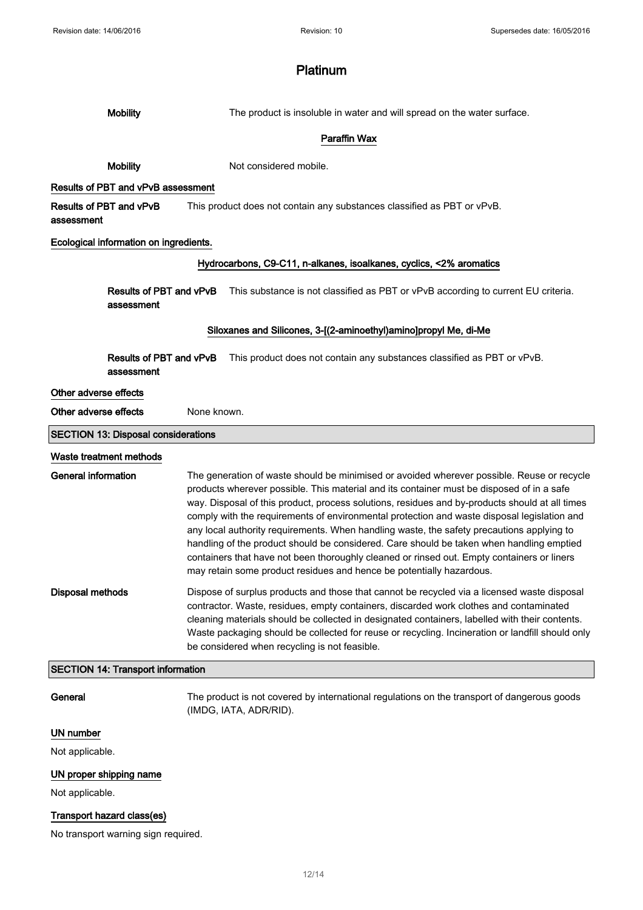# Platinum

**Mobility** The product is insoluble in water and will spread on the water surface.

**Paraffin Wax**

**Mobility** Not considered mobile.

**Results of PBT and vPvB assessment**

**Results of PBT and vPvB assessment** This product does not contain any substances classified as PBT or vPvB.

**Ecological information on ingredients.**

**Hydrocarbons, C9-C11, n-alkanes, isoalkanes, cyclics, <2% aromatics**

**Results of PBT and vPvB assessment** This substance is not classified as PBT or vPvB according to current EU criteria.

**Siloxanes and Silicones, 3-[(2-aminoethyl)amino]propyl Me, di-Me**

**Results of PBT and vPvB assessment** This product does not contain any substances classified as PBT or vPvB.

**Other adverse effects**

**Other adverse effects** None known.

## SECTION 13: Disposal considerations

**Waste treatment methods**

**General information** The generation of waste should be minimised or avoided wherever possible. Reuse or recycle products wherever possible. This material and its container must be disposed of in a safe way. Disposal of this product, process solutions, residues and by-products should at all times comply with the requirements of environmental protection and waste disposal legislation and any local authority requirements. When handling waste, the safety precautions applying to handling of the product should be considered. Care should be taken when handling emptied containers that have not been thoroughly cleaned or rinsed out. Empty containers or liners may retain some product residues and hence be potentially hazardous.

**Disposal methods** Dispose of surplus products and those that cannot be recycled via a licensed waste disposal contractor. Waste, residues, empty containers, discarded work clothes and contaminated cleaning materials should be collected in designated containers, labelled with their contents. Waste packaging should be collected for reuse or recycling. Incineration or landfill should only be considered when recycling is not feasible.

## SECTION 14: Transport information

**General** The product is not covered by international regulations on the transport of dangerous goods (IMDG, IATA, ADR/RID).

**UN number**

Not applicable.

**UN proper shipping name**

Not applicable.

**Transport hazard class(es)**

No transport warning sign required.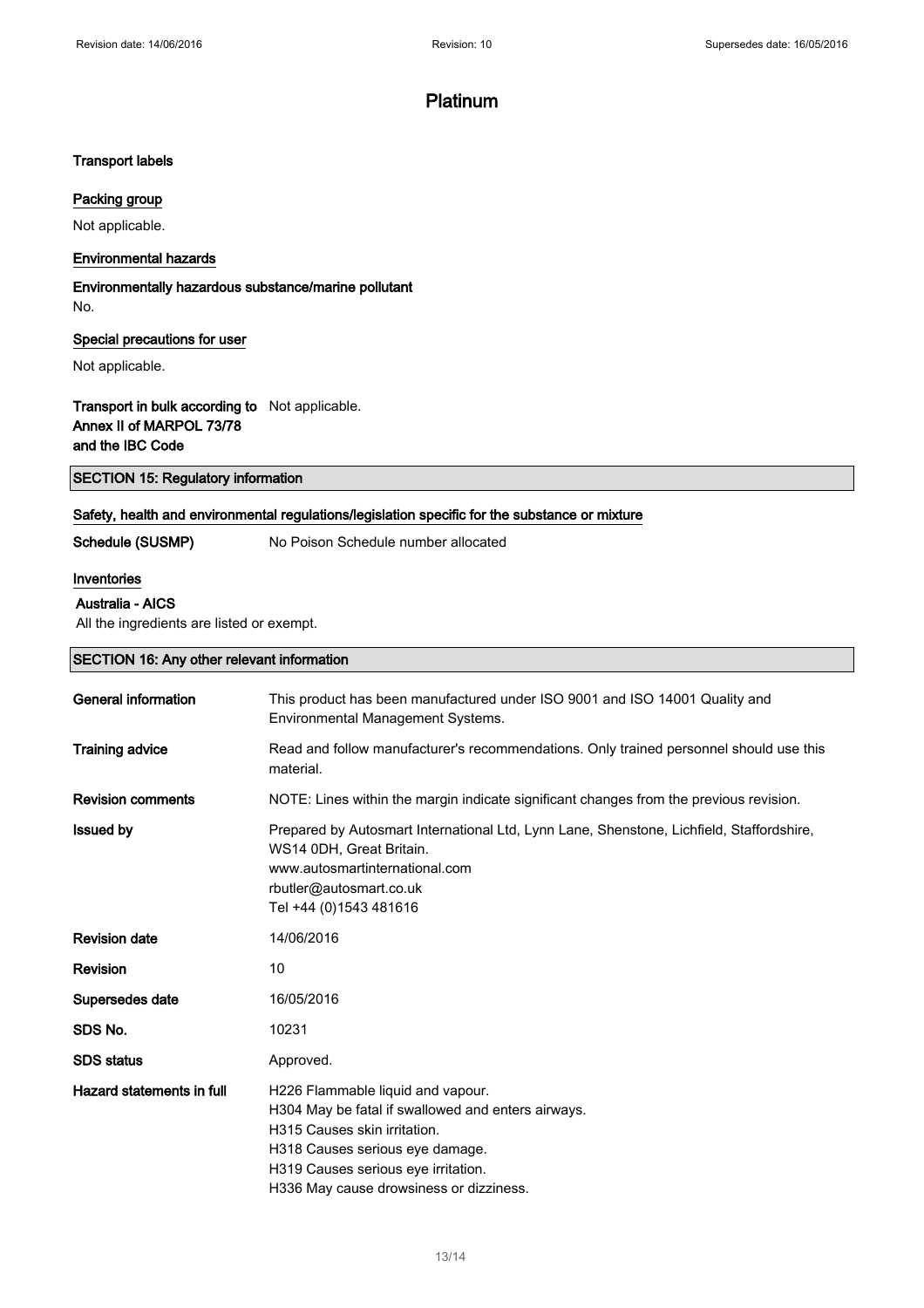# Platinum

**Transport labels**

### Packing group

Not applicable.

### Environmental hazards

**Environmentally hazardous substance/marine pollutant**

No.

### Special precautions for user

Not applicable.

**Transport in bulk according to Annex II of MARPOL 73/78 and the IBC Code** Not applicable.

## SECTION 15: Regulatory information

### Safety, health and environmental regulations/legislation specific for the substance or mixture

**Schedule (SUSMP)** No Poison Schedule number allocated

### Inventories

**Australia - AICS**

All the ingredients are listed or exempt.

## SECTION 16: Any other relevant information

| | |
|---|---|
| **General information** | This product has been manufactured under ISO 9001 and ISO 14001 Quality and Environmental Management Systems. |
| **Training advice** | Read and follow manufacturer's recommendations. Only trained personnel should use this material. |
| **Revision comments** | NOTE: Lines within the margin indicate significant changes from the previous revision. |
| **Issued by** | Prepared by Autosmart International Ltd, Lynn Lane, Shenstone, Lichfield, Staffordshire, WS14 0DH, Great Britain.<br>www.autosmartinternational.com<br>rbutler@autosmart.co.uk<br>Tel +44 (0)1543 481616 |
| **Revision date** | 14/06/2016 |
| **Revision** | 10 |
| **Supersedes date** | 16/05/2016 |
| **SDS No.** | 10231 |
| **SDS status** | Approved. |
| **Hazard statements in full** | H226 Flammable liquid and vapour.<br>H304 May be fatal if swallowed and enters airways.<br>H315 Causes skin irritation.<br>H318 Causes serious eye damage.<br>H319 Causes serious eye irritation.<br>H336 May cause drowsiness or dizziness. |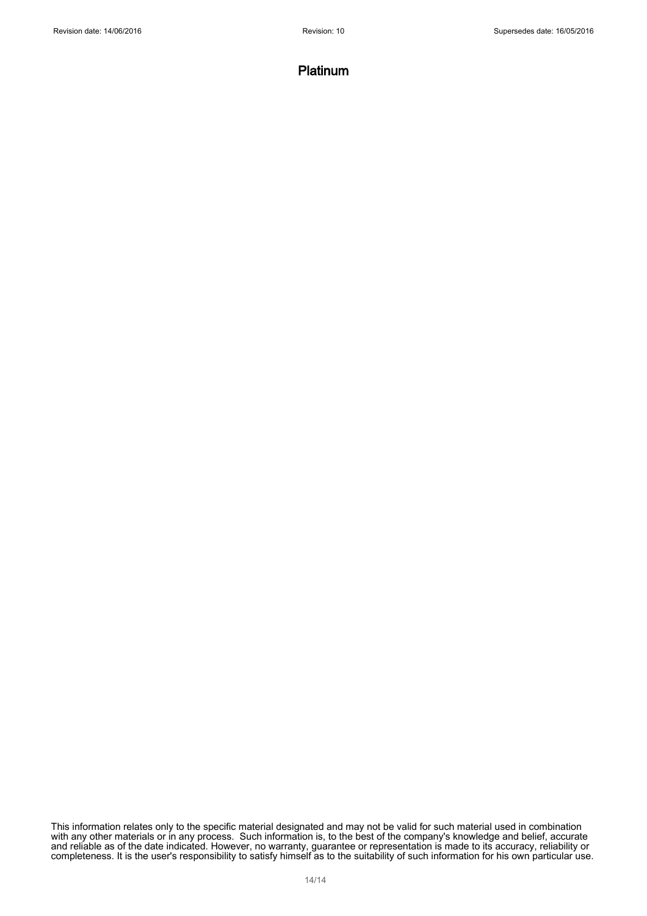This information relates only to the specific material designated and may not be valid for such material used in combination with any other materials or in any process. Such information is, to the best of the company's knowledge and belief, accurate and reliable as of the date indicated. However, no warranty, guarantee or representation is made to its accuracy, reliability or completeness. It is the user's responsibility to satisfy himself as to the suitability of such information for his own particular use.